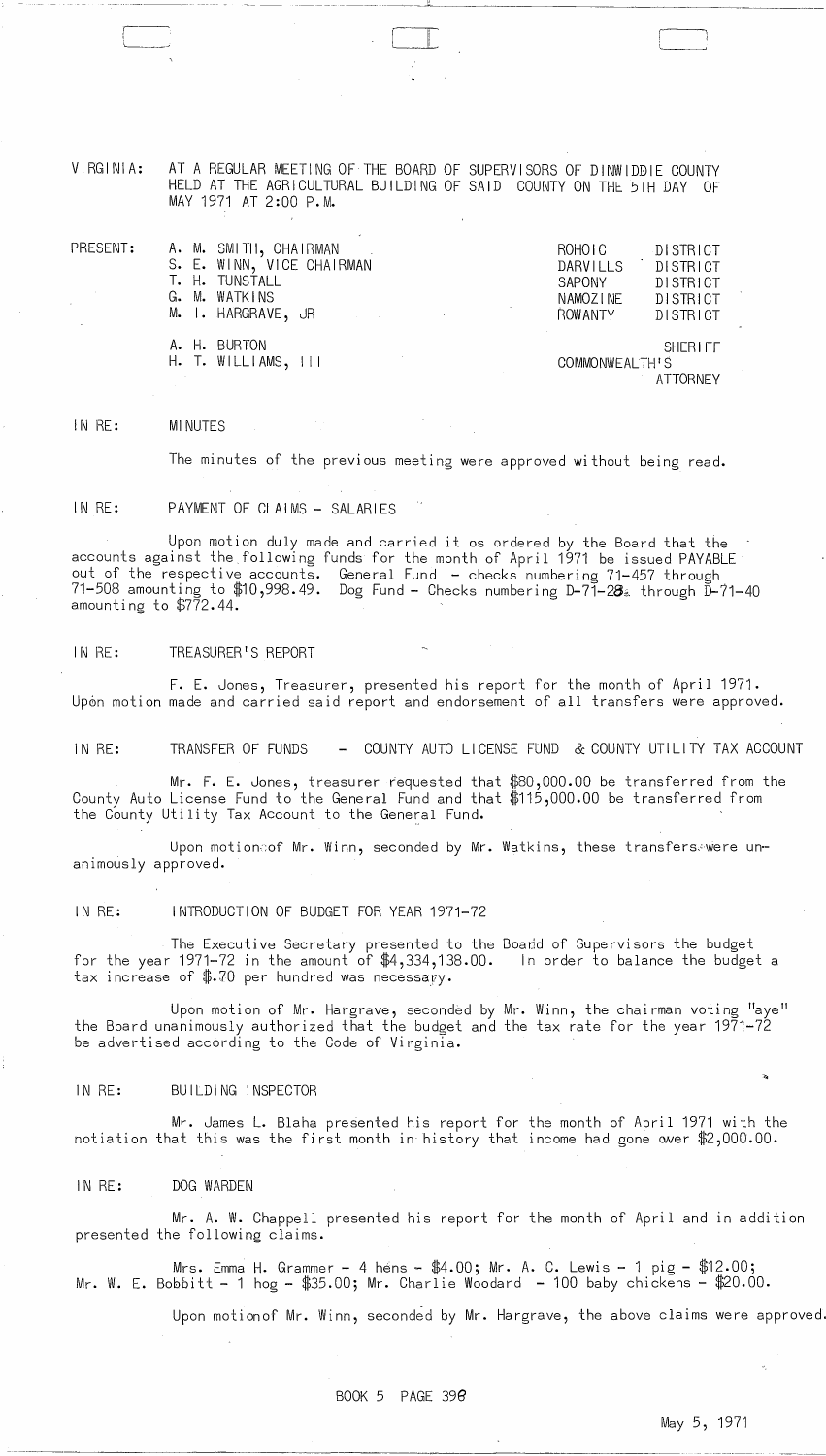VIRGINIA: AT A REGULAR MEETING OF THE BOARD OF SUPERVISORS OF DINWIDDIE COUNTY HELD AT THE AGRICULTURAL BUILDING OF SAID COUNTY ON THE 5TH DAY OF MAY 1971 AT 2:00 P.M.

| PRESENT: | | |
|---|---|---|
| | A. M. SMITH, CHAIRMAN | ROHOIC DISTRICT |
| | S. E. WINN, VICE CHAIRMAN | DARVILLS DISTRICT |
| | T. H. TUNSTALL | SAPONY DISTRICT |
| | G. M. WATKINS | NAMOZINE DISTRICT |
| | M. I. HARGRAVE, JR | ROWANTY DISTRICT |
| | A. H. BURTON | SHERIFF |
| | H. T. WILLIAMS, III | COMMONWEALTH'S ATTORNEY |

IN RE: MINUTES

The minutes of the previous meeting were approved without being read.

IN RE: PAYMENT OF CLAIMS - SALARIES

Upon motion duly made and carried it os ordered by the Board that the accounts against the following funds for the month of April 1971 be issued PAYABLE out of the respective accounts. General Fund - checks numbering 71-457 through 71-508 amounting to $10,998.49. Dog Fund - Checks numbering D-71-28 through D-71-40 amounting to $772.44.

IN RE: TREASURER'S REPORT

F. E. Jones, Treasurer, presented his report for the month of April 1971. Upon motion made and carried said report and endorsement of all transfers were approved.

IN RE: TRANSFER OF FUNDS - COUNTY AUTO LICENSE FUND & COUNTY UTILITY TAX ACCOUNT

Mr. F. E. Jones, treasurer requested that $80,000.00 be transferred from the County Auto License Fund to the General Fund and that $115,000.00 be transferred from the County Utility Tax Account to the General Fund.

Upon motion of Mr. Winn, seconded by Mr. Watkins, these transfers were unanimously approved.

IN RE: INTRODUCTION OF BUDGET FOR YEAR 1971-72

The Executive Secretary presented to the Board of Supervisors the budget for the year 1971-72 in the amount of $4,334,138.00. In order to balance the budget a tax increase of $.70 per hundred was necessary.

Upon motion of Mr. Hargrave, seconded by Mr. Winn, the chairman voting "aye" the Board unanimously authorized that the budget and the tax rate for the year 1971-72 be advertised according to the Code of Virginia.

IN RE: BUILDING INSPECTOR

Mr. James L. Blaha presented his report for the month of April 1971 with the notiation that this was the first month in history that income had gone over $2,000.00.

IN RE: DOG WARDEN

Mr. A. W. Chappell presented his report for the month of April and in addition presented the following claims.

Mrs. Emma H. Grammer - 4 hens - $4.00; Mr. A. C. Lewis - 1 pig - $12.00; Mr. W. E. Bobbitt - 1 hog - $35.00; Mr. Charlie Woodard - 100 baby chickens - $20.00.

Upon motion of Mr. Winn, seconded by Mr. Hargrave, the above claims were approved.

BOOK 5 PAGE 398

May 5, 1971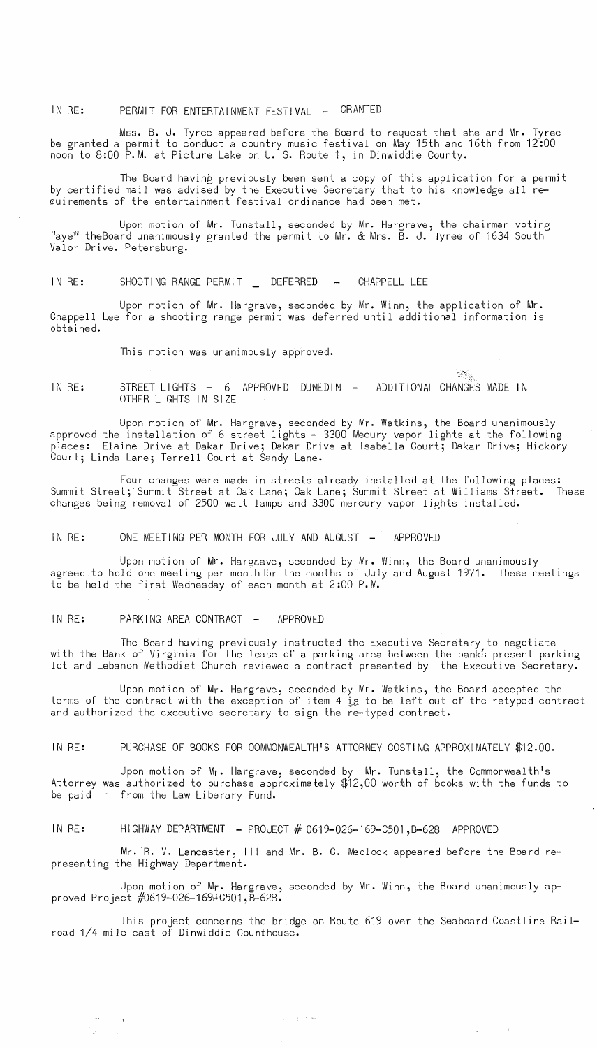IN RE: PERMIT FOR ENTERTAINMENT FESTIVAL - GRANTED

Mrs. B. J. Tyree appeared before the Board to request that she and Mr. Tyree be granted a permit to conduct a country music festival on May 15th and 16th from 12:00 noon to 8:00 P.M. at Picture Lake on U. S. Route 1, in Dinwiddie County.

The Board having previously been sent a copy of this application for a permit by certified mail was advised by the Executive Secretary that to his knowledge all requirements of the entertainment festival ordinance had been met.

Upon motion of Mr. Tunstall, seconded by Mr. Hargrave, the chairman voting "aye" theBoard unanimously granted the permit to Mr. & Mrs. B. J. Tyree of 1634 South Valor Drive. Petersburg.

IN RE: SHOOTING RANGE PERMIT _ DEFERRED - CHAPPELL LEE

Upon motion of Mr. Hargrave, seconded by Mr. Winn, the application of Mr. Chappell Lee for a shooting range permit was deferred until additional information is obtained.

This motion was unanimously approved.

IN RE: STREET LIGHTS - 6 APPROVED DUNEDIN - ADDITIONAL CHANGES MADE IN OTHER LIGHTS IN SIZE

Upon motion of Mr. Hargrave, seconded by Mr. Watkins, the Board unanimously approved the installation of 6 street lights - 3300 Mecury vapor lights at the following places: Elaine Drive at Dakar Drive; Dakar Drive at Isabella Court; Dakar Drive; Hickory Court; Linda Lane; Terrell Court at Sandy Lane.

Four changes were made in streets already installed at the following places: Summit Street; Summit Street at Oak Lane; Oak Lane; Summit Street at Williams Street. These changes being removal of 2500 watt lamps and 3300 mercury vapor lights installed.

IN RE: ONE MEETING PER MONTH FOR JULY AND AUGUST - APPROVED

Upon motion of Mr. Hargrave, seconded by Mr. Winn, the Board unanimously agreed to hold one meeting per month for the months of July and August 1971. These meetings to be held the first Wednesday of each month at 2:00 P.M.

IN RE: PARKING AREA CONTRACT - APPROVED

The Board having previously instructed the Executive Secretary to negotiate with the Bank of Virginia for the lease of a parking area between the bank's present parking lot and Lebanon Methodist Church reviewed a contract presented by the Executive Secretary.

Upon motion of Mr. Hargrave, seconded by Mr. Watkins, the Board accepted the terms of the contract with the exception of item 4 is to be left out of the retyped contract and authorized the executive secretary to sign the re-typed contract.

IN RE: PURCHASE OF BOOKS FOR COMMONWEALTH'S ATTORNEY COSTING APPROXIMATELY $12.00.

Upon motion of Mr. Hargrave, seconded by Mr. Tunstall, the Commonwealth's Attorney was authorized to purchase approximately $12,00 worth of books with the funds to be paid from the Law Liberary Fund.

IN RE: HIGHWAY DEPARTMENT - PROJECT # 0619-026-169-C501,B-628 APPROVED

Mr. R. V. Lancaster, III and Mr. B. C. Medlock appeared before the Board representing the Highway Department.

Upon motion of Mr. Hargrave, seconded by Mr. Winn, the Board unanimously approved Project #0619-026-169-C501,B-628.

This project concerns the bridge on Route 619 over the Seaboard Coastline Railroad 1/4 mile east of Dinwiddie Counthouse.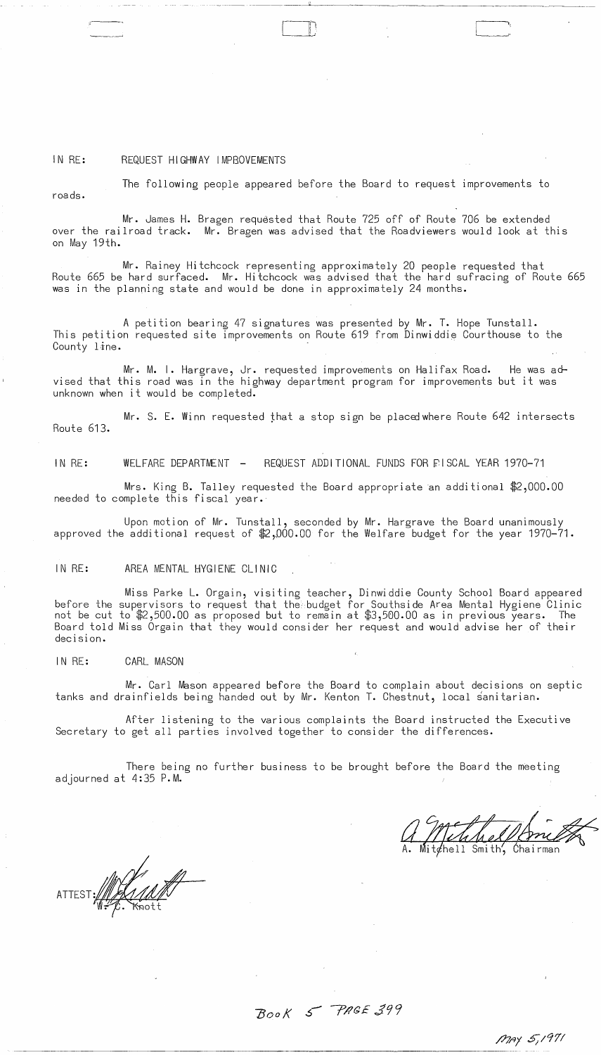IN RE: REQUEST HIGHWAY IMPROVEMENTS

The following people appeared before the Board to request improvements to roads.

Mr. James H. Bragen requested that Route 725 off of Route 706 be extended over the railroad track. Mr. Bragen was advised that the Roadviewers would look at this on May 19th.

Mr. Rainey Hitchcock representing approximately 20 people requested that Route 665 be hard surfaced. Mr. Hitchcock was advised that the hard sufracing of Route 665 was in the planning state and would be done in approximately 24 months.

A petition bearing 47 signatures was presented by Mr. T. Hope Tunstall. This petition requested site improvements on Route 619 from Dinwiddie Courthouse to the County line.

Mr. M. I. Hargrave, Jr. requested improvements on Halifax Road. He was advised that this road was in the highway department program for improvements but it was unknown when it would be completed.

Mr. S. E. Winn requested that a stop sign be placed where Route 642 intersects Route 613.

IN RE: WELFARE DEPARTMENT - REQUEST ADDITIONAL FUNDS FOR FISCAL YEAR 1970-71

Mrs. King B. Talley requested the Board appropriate an additional $2,000.00 needed to complete this fiscal year.

Upon motion of Mr. Tunstall, seconded by Mr. Hargrave the Board unanimously approved the additional request of $2,000.00 for the Welfare budget for the year 1970-71.

IN RE: AREA MENTAL HYGIENE CLINIC

Miss Parke L. Orgain, visiting teacher, Dinwiddie County School Board appeared before the supervisors to request that the budget for Southside Area Mental Hygiene Clinic not be cut to $2,500.00 as proposed but to remain at $3,500.00 as in previous years. The Board told Miss Orgain that they would consider her request and would advise her of their decision.

IN RE: CARL MASON

Mr. Carl Mason appeared before the Board to complain about decisions on septic tanks and drainfields being handed out by Mr. Kenton T. Chestnut, local sanitarian.

After listening to the various complaints the Board instructed the Executive Secretary to get all parties involved together to consider the differences.

There being no further business to be brought before the Board the meeting adjourned at 4:35 P.M.

A. Mitchell Smith, Chairman

ATTEST: W. C. Knott

Book 5 PAGE 399

May 5, 1971